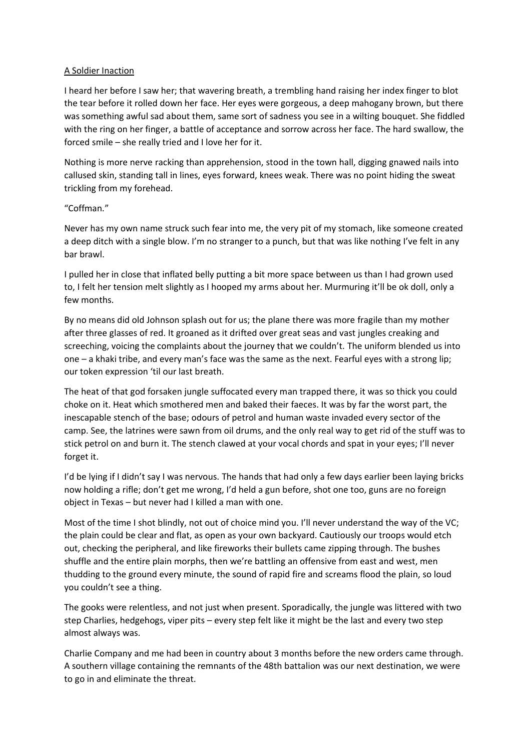A Soldier Inaction

I heard her before I saw her; that wavering breath, a trembling hand raising her index finger to blot the tear before it rolled down her face. Her eyes were gorgeous, a deep mahogany brown, but there was something awful sad about them, same sort of sadness you see in a wilting bouquet. She fiddled with the ring on her finger, a battle of acceptance and sorrow across her face. The hard swallow, the forced smile – she really tried and I love her for it.

Nothing is more nerve racking than apprehension, stood in the town hall, digging gnawed nails into callused skin, standing tall in lines, eyes forward, knees weak. There was no point hiding the sweat trickling from my forehead.

"Coffman."

Never has my own name struck such fear into me, the very pit of my stomach, like someone created a deep ditch with a single blow. I'm no stranger to a punch, but that was like nothing I've felt in any bar brawl.

I pulled her in close that inflated belly putting a bit more space between us than I had grown used to, I felt her tension melt slightly as I hooped my arms about her. Murmuring it'll be ok doll, only a few months.

By no means did old Johnson splash out for us; the plane there was more fragile than my mother after three glasses of red. It groaned as it drifted over great seas and vast jungles creaking and screeching, voicing the complaints about the journey that we couldn't. The uniform blended us into one – a khaki tribe, and every man's face was the same as the next. Fearful eyes with a strong lip; our token expression 'til our last breath.

The heat of that god forsaken jungle suffocated every man trapped there, it was so thick you could choke on it. Heat which smothered men and baked their faeces. It was by far the worst part, the inescapable stench of the base; odours of petrol and human waste invaded every sector of the camp. See, the latrines were sawn from oil drums, and the only real way to get rid of the stuff was to stick petrol on and burn it. The stench clawed at your vocal chords and spat in your eyes; I'll never forget it.

I'd be lying if I didn't say I was nervous. The hands that had only a few days earlier been laying bricks now holding a rifle; don't get me wrong, I'd held a gun before, shot one too, guns are no foreign object in Texas – but never had I killed a man with one.

Most of the time I shot blindly, not out of choice mind you. I'll never understand the way of the VC; the plain could be clear and flat, as open as your own backyard. Cautiously our troops would etch out, checking the peripheral, and like fireworks their bullets came zipping through. The bushes shuffle and the entire plain morphs, then we're battling an offensive from east and west, men thudding to the ground every minute, the sound of rapid fire and screams flood the plain, so loud you couldn't see a thing.

The gooks were relentless, and not just when present. Sporadically, the jungle was littered with two step Charlies, hedgehogs, viper pits – every step felt like it might be the last and every two step almost always was.

Charlie Company and me had been in country about 3 months before the new orders came through. A southern village containing the remnants of the 48th battalion was our next destination, we were to go in and eliminate the threat.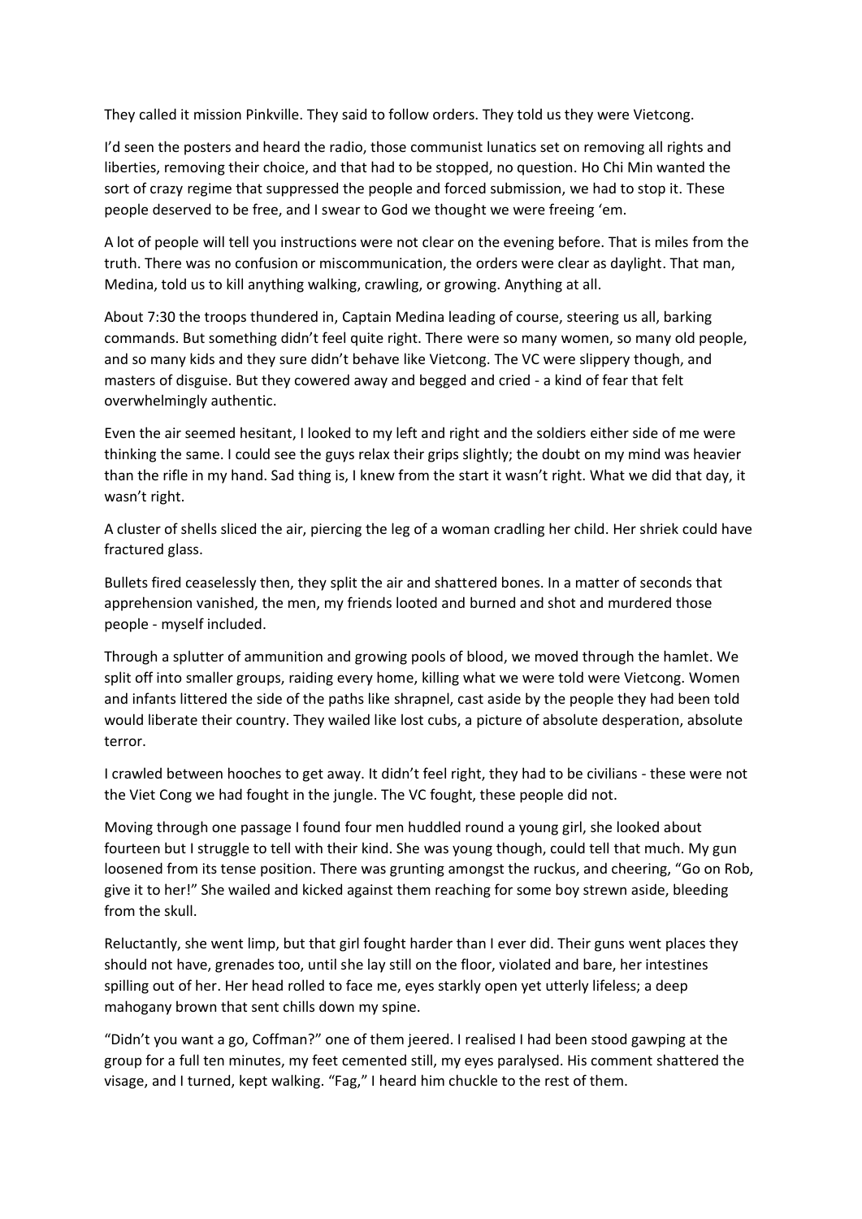They called it mission Pinkville. They said to follow orders. They told us they were Vietcong.

I'd seen the posters and heard the radio, those communist lunatics set on removing all rights and liberties, removing their choice, and that had to be stopped, no question. Ho Chi Min wanted the sort of crazy regime that suppressed the people and forced submission, we had to stop it. These people deserved to be free, and I swear to God we thought we were freeing 'em.

A lot of people will tell you instructions were not clear on the evening before. That is miles from the truth. There was no confusion or miscommunication, the orders were clear as daylight. That man, Medina, told us to kill anything walking, crawling, or growing. Anything at all.

About 7:30 the troops thundered in, Captain Medina leading of course, steering us all, barking commands. But something didn't feel quite right. There were so many women, so many old people, and so many kids and they sure didn't behave like Vietcong. The VC were slippery though, and masters of disguise. But they cowered away and begged and cried - a kind of fear that felt overwhelmingly authentic.

Even the air seemed hesitant, I looked to my left and right and the soldiers either side of me were thinking the same. I could see the guys relax their grips slightly; the doubt on my mind was heavier than the rifle in my hand. Sad thing is, I knew from the start it wasn't right. What we did that day, it wasn't right.

A cluster of shells sliced the air, piercing the leg of a woman cradling her child. Her shriek could have fractured glass.

Bullets fired ceaselessly then, they split the air and shattered bones. In a matter of seconds that apprehension vanished, the men, my friends looted and burned and shot and murdered those people - myself included.

Through a splutter of ammunition and growing pools of blood, we moved through the hamlet. We split off into smaller groups, raiding every home, killing what we were told were Vietcong. Women and infants littered the side of the paths like shrapnel, cast aside by the people they had been told would liberate their country. They wailed like lost cubs, a picture of absolute desperation, absolute terror.

I crawled between hooches to get away. It didn't feel right, they had to be civilians - these were not the Viet Cong we had fought in the jungle. The VC fought, these people did not.

Moving through one passage I found four men huddled round a young girl, she looked about fourteen but I struggle to tell with their kind. She was young though, could tell that much. My gun loosened from its tense position. There was grunting amongst the ruckus, and cheering, "Go on Rob, give it to her!" She wailed and kicked against them reaching for some boy strewn aside, bleeding from the skull.

Reluctantly, she went limp, but that girl fought harder than I ever did. Their guns went places they should not have, grenades too, until she lay still on the floor, violated and bare, her intestines spilling out of her. Her head rolled to face me, eyes starkly open yet utterly lifeless; a deep mahogany brown that sent chills down my spine.

"Didn't you want a go, Coffman?" one of them jeered. I realised I had been stood gawping at the group for a full ten minutes, my feet cemented still, my eyes paralysed. His comment shattered the visage, and I turned, kept walking. "Fag," I heard him chuckle to the rest of them.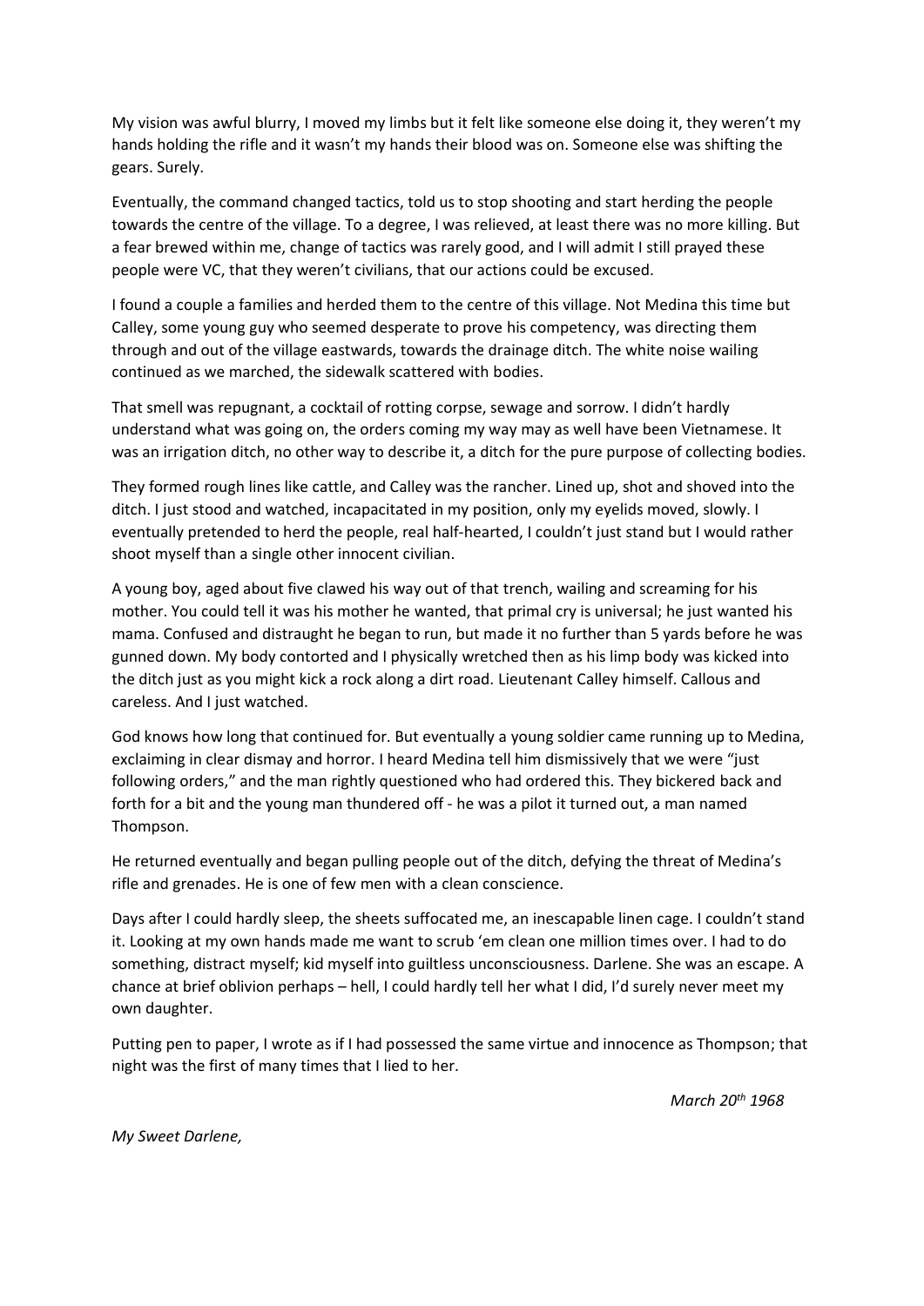My vision was awful blurry, I moved my limbs but it felt like someone else doing it, they weren't my hands holding the rifle and it wasn't my hands their blood was on. Someone else was shifting the gears. Surely.

Eventually, the command changed tactics, told us to stop shooting and start herding the people towards the centre of the village. To a degree, I was relieved, at least there was no more killing. But a fear brewed within me, change of tactics was rarely good, and I will admit I still prayed these people were VC, that they weren't civilians, that our actions could be excused.

I found a couple a families and herded them to the centre of this village. Not Medina this time but Calley, some young guy who seemed desperate to prove his competency, was directing them through and out of the village eastwards, towards the drainage ditch. The white noise wailing continued as we marched, the sidewalk scattered with bodies.

That smell was repugnant, a cocktail of rotting corpse, sewage and sorrow. I didn't hardly understand what was going on, the orders coming my way may as well have been Vietnamese. It was an irrigation ditch, no other way to describe it, a ditch for the pure purpose of collecting bodies.

They formed rough lines like cattle, and Calley was the rancher. Lined up, shot and shoved into the ditch. I just stood and watched, incapacitated in my position, only my eyelids moved, slowly. I eventually pretended to herd the people, real half-hearted, I couldn't just stand but I would rather shoot myself than a single other innocent civilian.

A young boy, aged about five clawed his way out of that trench, wailing and screaming for his mother. You could tell it was his mother he wanted, that primal cry is universal; he just wanted his mama. Confused and distraught he began to run, but made it no further than 5 yards before he was gunned down. My body contorted and I physically wretched then as his limp body was kicked into the ditch just as you might kick a rock along a dirt road. Lieutenant Calley himself. Callous and careless. And I just watched.

God knows how long that continued for. But eventually a young soldier came running up to Medina, exclaiming in clear dismay and horror. I heard Medina tell him dismissively that we were "just following orders," and the man rightly questioned who had ordered this. They bickered back and forth for a bit and the young man thundered off - he was a pilot it turned out, a man named Thompson.

He returned eventually and began pulling people out of the ditch, defying the threat of Medina's rifle and grenades. He is one of few men with a clean conscience.

Days after I could hardly sleep, the sheets suffocated me, an inescapable linen cage. I couldn't stand it. Looking at my own hands made me want to scrub 'em clean one million times over. I had to do something, distract myself; kid myself into guiltless unconsciousness. Darlene. She was an escape. A chance at brief oblivion perhaps – hell, I could hardly tell her what I did, I'd surely never meet my own daughter.

Putting pen to paper, I wrote as if I had possessed the same virtue and innocence as Thompson; that night was the first of many times that I lied to her.

*March 20th 1968*

*My Sweet Darlene,*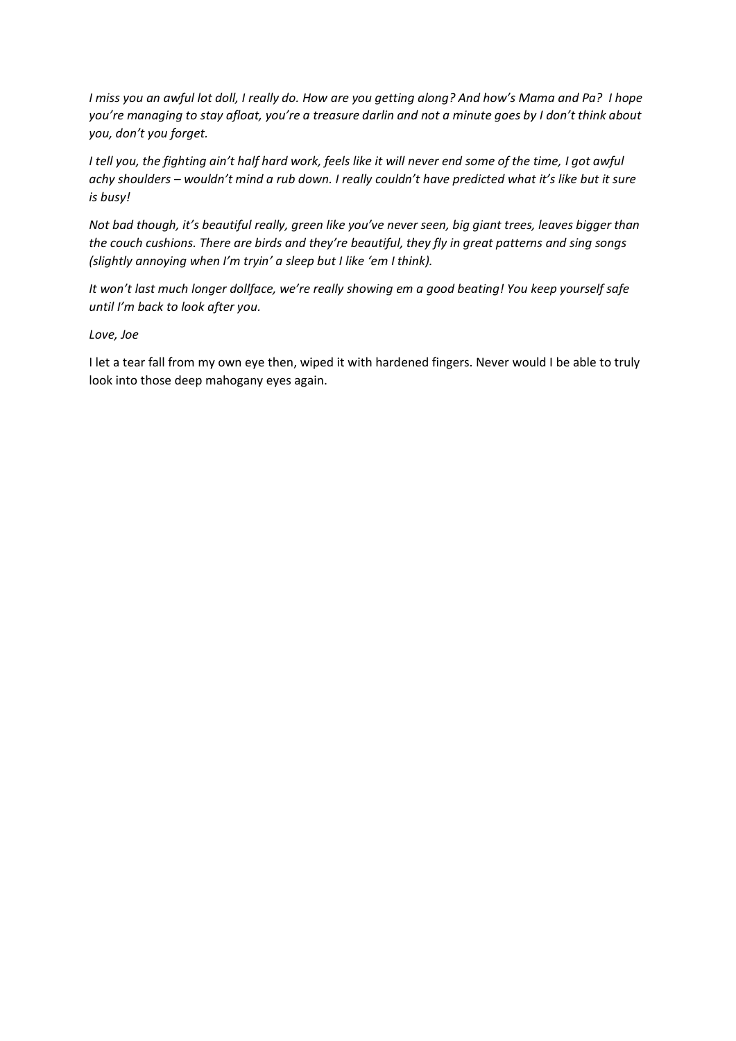*I miss you an awful lot doll, I really do. How are you getting along? And how's Mama and Pa?  I hope you're managing to stay afloat, you're a treasure darlin and not a minute goes by I don't think about you, don't you forget.*

*I tell you, the fighting ain't half hard work, feels like it will never end some of the time, I got awful achy shoulders – wouldn't mind a rub down. I really couldn't have predicted what it's like but it sure is busy!*

*Not bad though, it's beautiful really, green like you've never seen, big giant trees, leaves bigger than the couch cushions. There are birds and they're beautiful, they fly in great patterns and sing songs (slightly annoying when I'm tryin' a sleep but I like 'em I think).*

*It won't last much longer dollface, we're really showing em a good beating! You keep yourself safe until I'm back to look after you.*

*Love, Joe*

I let a tear fall from my own eye then, wiped it with hardened fingers. Never would I be able to truly look into those deep mahogany eyes again.